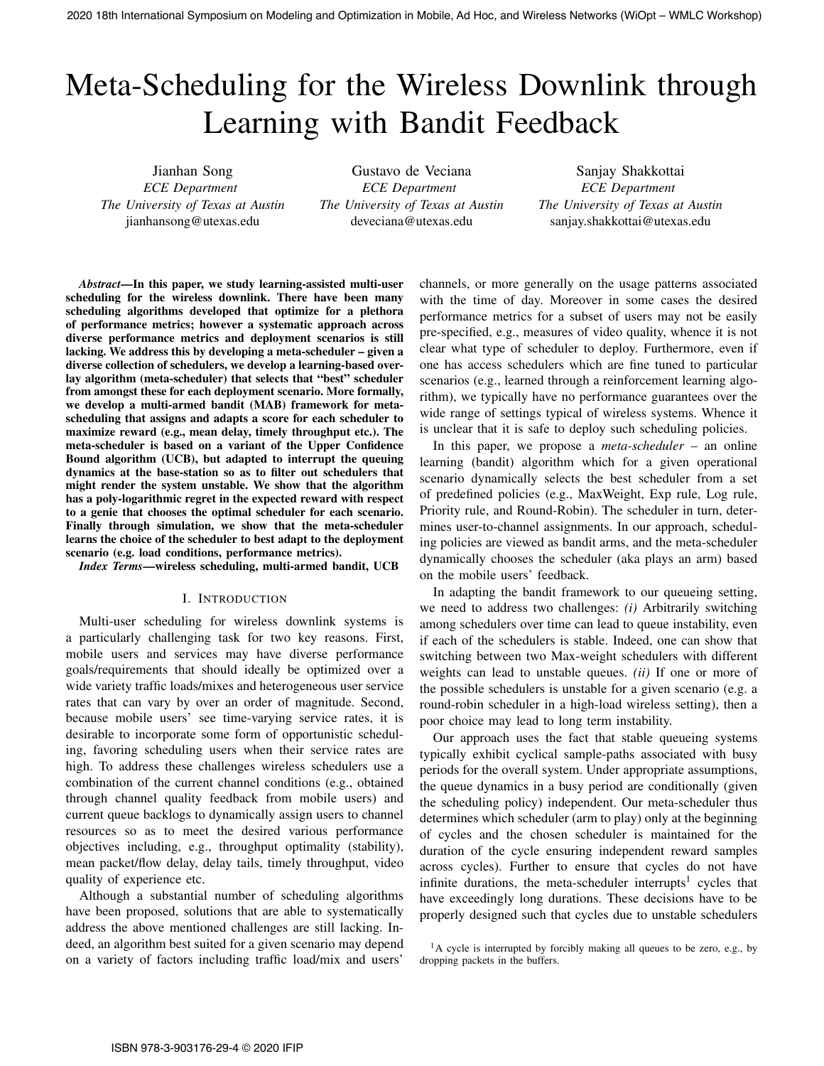# Meta-Scheduling for the Wireless Downlink through Learning with Bandit Feedback

Jianhan Song
*ECE Department*
*The University of Texas at Austin*
jianhansong@utexas.edu

Gustavo de Veciana
*ECE Department*
*The University of Texas at Austin*
deveciana@utexas.edu

Sanjay Shakkottai
*ECE Department*
*The University of Texas at Austin*
sanjay.shakkottai@utexas.edu

***Abstract*—In this paper, we study learning-assisted multi-user scheduling for the wireless downlink. There have been many scheduling algorithms developed that optimize for a plethora of performance metrics; however a systematic approach across diverse performance metrics and deployment scenarios is still lacking. We address this by developing a meta-scheduler – given a diverse collection of schedulers, we develop a learning-based overlay algorithm (meta-scheduler) that selects that "best" scheduler from amongst these for each deployment scenario. More formally, we develop a multi-armed bandit (MAB) framework for meta-scheduling that assigns and adapts a score for each scheduler to maximize reward (e.g., mean delay, timely throughput etc.). The meta-scheduler is based on a variant of the Upper Confidence Bound algorithm (UCB), but adapted to interrupt the queuing dynamics at the base-station so as to filter out schedulers that might render the system unstable. We show that the algorithm has a poly-logarithmic regret in the expected reward with respect to a genie that chooses the optimal scheduler for each scenario. Finally through simulation, we show that the meta-scheduler learns the choice of the scheduler to best adapt to the deployment scenario (e.g. load conditions, performance metrics).**

***Index Terms*—wireless scheduling, multi-armed bandit, UCB**

## I. Introduction

Multi-user scheduling for wireless downlink systems is a particularly challenging task for two key reasons. First, mobile users and services may have diverse performance goals/requirements that should ideally be optimized over a wide variety traffic loads/mixes and heterogeneous user service rates that can vary by over an order of magnitude. Second, because mobile users' see time-varying service rates, it is desirable to incorporate some form of opportunistic scheduling, favoring scheduling users when their service rates are high. To address these challenges wireless schedulers use a combination of the current channel conditions (e.g., obtained through channel quality feedback from mobile users) and current queue backlogs to dynamically assign users to channel resources so as to meet the desired various performance objectives including, e.g., throughput optimality (stability), mean packet/flow delay, delay tails, timely throughput, video quality of experience etc.

Although a substantial number of scheduling algorithms have been proposed, solutions that are able to systematically address the above mentioned challenges are still lacking. Indeed, an algorithm best suited for a given scenario may depend on a variety of factors including traffic load/mix and users' channels, or more generally on the usage patterns associated with the time of day. Moreover in some cases the desired performance metrics for a subset of users may not be easily pre-specified, e.g., measures of video quality, whence it is not clear what type of scheduler to deploy. Furthermore, even if one has access schedulers which are fine tuned to particular scenarios (e.g., learned through a reinforcement learning algorithm), we typically have no performance guarantees over the wide range of settings typical of wireless systems. Whence it is unclear that it is safe to deploy such scheduling policies.

In this paper, we propose a *meta-scheduler* – an online learning (bandit) algorithm which for a given operational scenario dynamically selects the best scheduler from a set of predefined policies (e.g., MaxWeight, Exp rule, Log rule, Priority rule, and Round-Robin). The scheduler in turn, determines user-to-channel assignments. In our approach, scheduling policies are viewed as bandit arms, and the meta-scheduler dynamically chooses the scheduler (aka plays an arm) based on the mobile users' feedback.

In adapting the bandit framework to our queueing setting, we need to address two challenges: *(i)* Arbitrarily switching among schedulers over time can lead to queue instability, even if each of the schedulers is stable. Indeed, one can show that switching between two Max-weight schedulers with different weights can lead to unstable queues. *(ii)* If one or more of the possible schedulers is unstable for a given scenario (e.g. a round-robin scheduler in a high-load wireless setting), then a poor choice may lead to long term instability.

Our approach uses the fact that stable queueing systems typically exhibit cyclical sample-paths associated with busy periods for the overall system. Under appropriate assumptions, the queue dynamics in a busy period are conditionally (given the scheduling policy) independent. Our meta-scheduler thus determines which scheduler (arm to play) only at the beginning of cycles and the chosen scheduler is maintained for the duration of the cycle ensuring independent reward samples across cycles). Further to ensure that cycles do not have infinite durations, the meta-scheduler interrupts[1] cycles that have exceedingly long durations. These decisions have to be properly designed such that cycles due to unstable schedulers

[1] A cycle is interrupted by forcibly making all queues to be zero, e.g., by dropping packets in the buffers.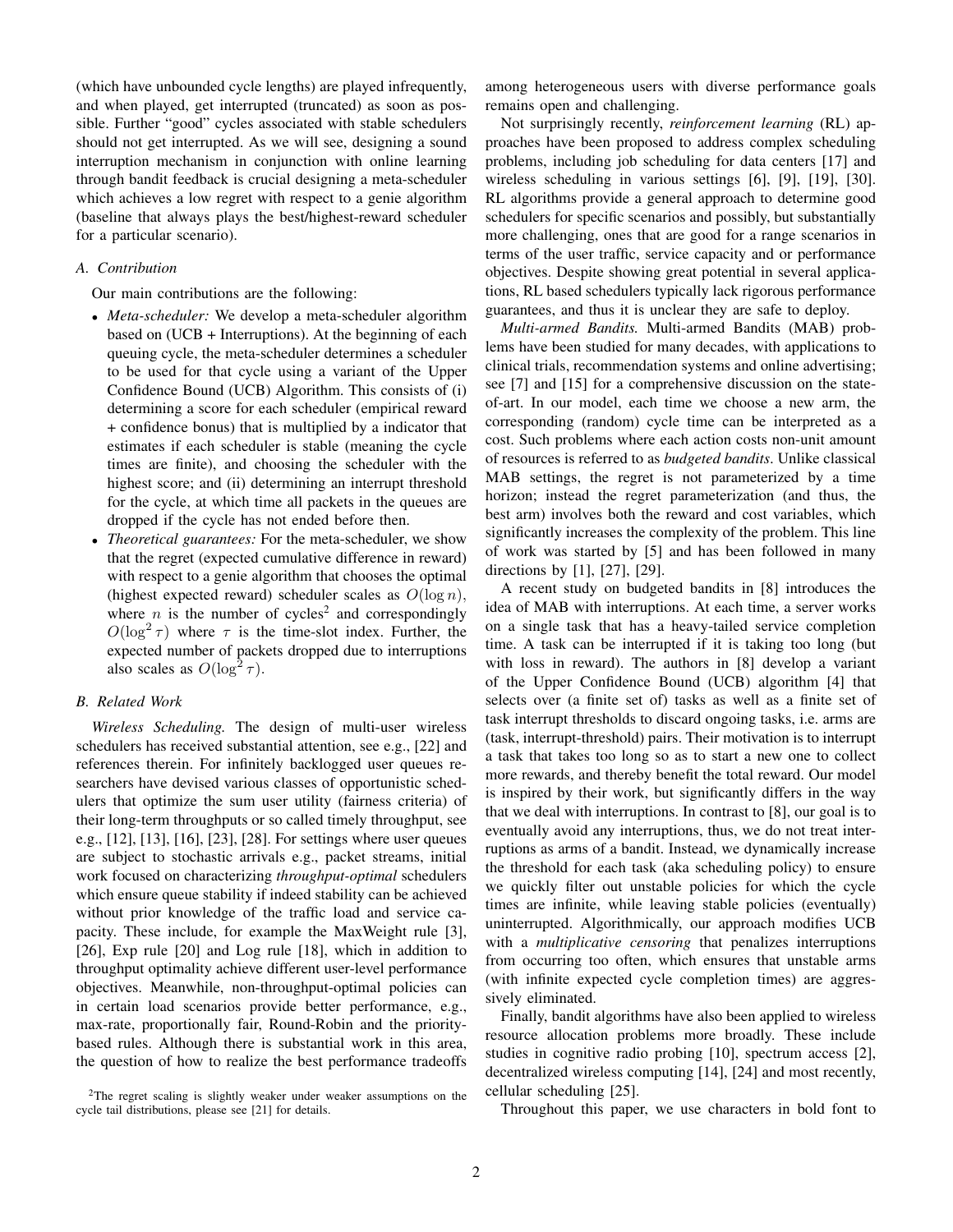(which have unbounded cycle lengths) are played infrequently, and when played, get interrupted (truncated) as soon as possible. Further "good" cycles associated with stable schedulers should not get interrupted. As we will see, designing a sound interruption mechanism in conjunction with online learning through bandit feedback is crucial designing a meta-scheduler which achieves a low regret with respect to a genie algorithm (baseline that always plays the best/highest-reward scheduler for a particular scenario).

### A. Contribution

Our main contributions are the following:

- *Meta-scheduler:* We develop a meta-scheduler algorithm based on (UCB + Interruptions). At the beginning of each queuing cycle, the meta-scheduler determines a scheduler to be used for that cycle using a variant of the Upper Confidence Bound (UCB) Algorithm. This consists of (i) determining a score for each scheduler (empirical reward + confidence bonus) that is multiplied by a indicator that estimates if each scheduler is stable (meaning the cycle times are finite), and choosing the scheduler with the highest score; and (ii) determining an interrupt threshold for the cycle, at which time all packets in the queues are dropped if the cycle has not ended before then.
- *Theoretical guarantees:* For the meta-scheduler, we show that the regret (expected cumulative difference in reward) with respect to a genie algorithm that chooses the optimal (highest expected reward) scheduler scales as $O(\log n)$, where $n$ is the number of cycles[2] and correspondingly $O(\log^2 \tau)$ where $\tau$ is the time-slot index. Further, the expected number of packets dropped due to interruptions also scales as $O(\log^2 \tau)$.

### B. Related Work

*Wireless Scheduling.* The design of multi-user wireless schedulers has received substantial attention, see e.g., [22] and references therein. For infinitely backlogged user queues researchers have devised various classes of opportunistic schedulers that optimize the sum user utility (fairness criteria) of their long-term throughputs or so called timely throughput, see e.g., [12], [13], [16], [23], [28]. For settings where user queues are subject to stochastic arrivals e.g., packet streams, initial work focused on characterizing *throughput-optimal* schedulers which ensure queue stability if indeed stability can be achieved without prior knowledge of the traffic load and service capacity. These include, for example the MaxWeight rule [3], [26], Exp rule [20] and Log rule [18], which in addition to throughput optimality achieve different user-level performance objectives. Meanwhile, non-throughput-optimal policies can in certain load scenarios provide better performance, e.g., max-rate, proportionally fair, Round-Robin and the priority-based rules. Although there is substantial work in this area, the question of how to realize the best performance tradeoffs among heterogeneous users with diverse performance goals remains open and challenging.

Not surprisingly recently, *reinforcement learning* (RL) approaches have been proposed to address complex scheduling problems, including job scheduling for data centers [17] and wireless scheduling in various settings [6], [9], [19], [30]. RL algorithms provide a general approach to determine good schedulers for specific scenarios and possibly, but substantially more challenging, ones that are good for a range scenarios in terms of the user traffic, service capacity and or performance objectives. Despite showing great potential in several applications, RL based schedulers typically lack rigorous performance guarantees, and thus it is unclear they are safe to deploy.

*Multi-armed Bandits.* Multi-armed Bandits (MAB) problems have been studied for many decades, with applications to clinical trials, recommendation systems and online advertising; see [7] and [15] for a comprehensive discussion on the state-of-art. In our model, each time we choose a new arm, the corresponding (random) cycle time can be interpreted as a cost. Such problems where each action costs non-unit amount of resources is referred to as *budgeted bandits*. Unlike classical MAB settings, the regret is not parameterized by a time horizon; instead the regret parameterization (and thus, the best arm) involves both the reward and cost variables, which significantly increases the complexity of the problem. This line of work was started by [5] and has been followed in many directions by [1], [27], [29].

A recent study on budgeted bandits in [8] introduces the idea of MAB with interruptions. At each time, a server works on a single task that has a heavy-tailed service completion time. A task can be interrupted if it is taking too long (but with loss in reward). The authors in [8] develop a variant of the Upper Confidence Bound (UCB) algorithm [4] that selects over (a finite set of) tasks as well as a finite set of task interrupt thresholds to discard ongoing tasks, i.e. arms are (task, interrupt-threshold) pairs. Their motivation is to interrupt a task that takes too long so as to start a new one to collect more rewards, and thereby benefit the total reward. Our model is inspired by their work, but significantly differs in the way that we deal with interruptions. In contrast to [8], our goal is to eventually avoid any interruptions, thus, we do not treat interruptions as arms of a bandit. Instead, we dynamically increase the threshold for each task (aka scheduling policy) to ensure we quickly filter out unstable policies for which the cycle times are infinite, while leaving stable policies (eventually) uninterrupted. Algorithmically, our approach modifies UCB with a *multiplicative censoring* that penalizes interruptions from occurring too often, which ensures that unstable arms (with infinite expected cycle completion times) are aggressively eliminated.

Finally, bandit algorithms have also been applied to wireless resource allocation problems more broadly. These include studies in cognitive radio probing [10], spectrum access [2], decentralized wireless computing [14], [24] and most recently, cellular scheduling [25].

Throughout this paper, we use characters in bold font to

[2] The regret scaling is slightly weaker under weaker assumptions on the cycle tail distributions, please see [21] for details.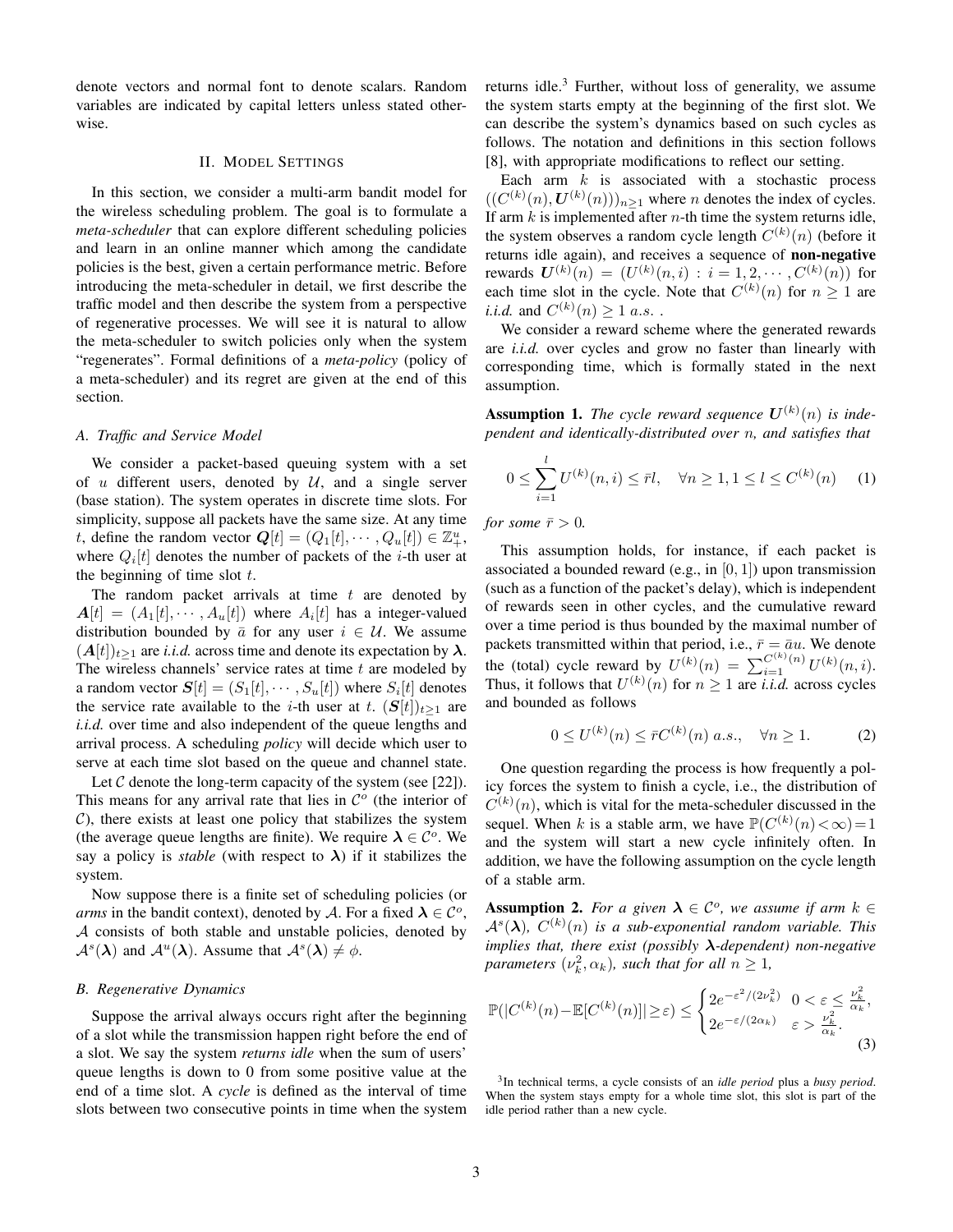denote vectors and normal font to denote scalars. Random variables are indicated by capital letters unless stated otherwise.

## II. Model Settings

In this section, we consider a multi-arm bandit model for the wireless scheduling problem. The goal is to formulate a *meta-scheduler* that can explore different scheduling policies and learn in an online manner which among the candidate policies is the best, given a certain performance metric. Before introducing the meta-scheduler in detail, we first describe the traffic model and then describe the system from a perspective of regenerative processes. We will see it is natural to allow the meta-scheduler to switch policies only when the system "regenerates". Formal definitions of a *meta-policy* (policy of a meta-scheduler) and its regret are given at the end of this section.

### A. Traffic and Service Model

We consider a packet-based queuing system with a set of $u$ different users, denoted by $\mathcal{U}$, and a single server (base station). The system operates in discrete time slots. For simplicity, suppose all packets have the same size. At any time $t$, define the random vector $\boldsymbol{Q}[t] = (Q_1[t], \cdots, Q_u[t]) \in \mathbb{Z}_+^u$, where $Q_i[t]$ denotes the number of packets of the $i$-th user at the beginning of time slot $t$.

The random packet arrivals at time $t$ are denoted by $\boldsymbol{A}[t] = (A_1[t], \cdots, A_u[t])$ where $A_i[t]$ has a integer-valued distribution bounded by $\bar{a}$ for any user $i \in \mathcal{U}$. We assume $(\boldsymbol{A}[t])_{t\geq 1}$ are *i.i.d.* across time and denote its expectation by $\boldsymbol{\lambda}$. The wireless channels' service rates at time $t$ are modeled by a random vector $\boldsymbol{S}[t] = (S_1[t], \cdots, S_u[t])$ where $S_i[t]$ denotes the service rate available to the $i$-th user at $t$. $(\boldsymbol{S}[t])_{t\geq 1}$ are *i.i.d.* over time and also independent of the queue lengths and arrival process. A scheduling *policy* will decide which user to serve at each time slot based on the queue and channel state.

Let $\mathcal{C}$ denote the long-term capacity of the system (see [22]). This means for any arrival rate that lies in $\mathcal{C}^o$ (the interior of $\mathcal{C}$), there exists at least one policy that stabilizes the system (the average queue lengths are finite). We require $\boldsymbol{\lambda} \in \mathcal{C}^o$. We say a policy is *stable* (with respect to $\boldsymbol{\lambda}$) if it stabilizes the system.

Now suppose there is a finite set of scheduling policies (or *arms* in the bandit context), denoted by $\mathcal{A}$. For a fixed $\boldsymbol{\lambda} \in \mathcal{C}^o$, $\mathcal{A}$ consists of both stable and unstable policies, denoted by $\mathcal{A}^s(\boldsymbol{\lambda})$ and $\mathcal{A}^u(\boldsymbol{\lambda})$. Assume that $\mathcal{A}^s(\boldsymbol{\lambda}) \neq \phi$.

### B. Regenerative Dynamics

Suppose the arrival always occurs right after the beginning of a slot while the transmission happen right before the end of a slot. We say the system *returns idle* when the sum of users' queue lengths is down to 0 from some positive value at the end of a time slot. A *cycle* is defined as the interval of time slots between two consecutive points in time when the system returns idle.[3] Further, without loss of generality, we assume the system starts empty at the beginning of the first slot. We can describe the system's dynamics based on such cycles as follows. The notation and definitions in this section follows [8], with appropriate modifications to reflect our setting.

Each arm $k$ is associated with a stochastic process $((C^{(k)}(n), \boldsymbol{U}^{(k)}(n)))_{n\geq 1}$ where $n$ denotes the index of cycles. If arm $k$ is implemented after $n$-th time the system returns idle, the system observes a random cycle length $C^{(k)}(n)$ (before it returns idle again), and receives a sequence of **non-negative** rewards $\boldsymbol{U}^{(k)}(n) = (U^{(k)}(n,i) : i = 1, 2, \cdots, C^{(k)}(n))$ for each time slot in the cycle. Note that $C^{(k)}(n)$ for $n \geq 1$ are *i.i.d.* and $C^{(k)}(n) \geq 1$ *a.s.* .

We consider a reward scheme where the generated rewards are *i.i.d.* over cycles and grow no faster than linearly with corresponding time, which is formally stated in the next assumption.

**Assumption 1.** *The cycle reward sequence $\boldsymbol{U}^{(k)}(n)$ is independent and identically-distributed over $n$, and satisfies that*

$$0 \leq \sum_{i=1}^{l} U^{(k)}(n,i) \leq \bar{r}l, \quad \forall n \geq 1, 1 \leq l \leq C^{(k)}(n) \tag{1}$$

*for some $\bar{r} > 0$.*

This assumption holds, for instance, if each packet is associated a bounded reward (e.g., in $[0,1]$) upon transmission (such as a function of the packet's delay), which is independent of rewards seen in other cycles, and the cumulative reward over a time period is thus bounded by the maximal number of packets transmitted within that period, i.e., $\bar{r} = \bar{a}u$. We denote the (total) cycle reward by $U^{(k)}(n) = \sum_{i=1}^{C^{(k)}(n)} U^{(k)}(n,i)$. Thus, it follows that $U^{(k)}(n)$ for $n \geq 1$ are *i.i.d.* across cycles and bounded as follows

$$0 \leq U^{(k)}(n) \leq \bar{r}C^{(k)}(n) \ a.s., \quad \forall n \geq 1. \tag{2}$$

One question regarding the process is how frequently a policy forces the system to finish a cycle, i.e., the distribution of $C^{(k)}(n)$, which is vital for the meta-scheduler discussed in the sequel. When $k$ is a stable arm, we have $\mathbb{P}(C^{(k)}(n) < \infty) = 1$ and the system will start a new cycle infinitely often. In addition, we have the following assumption on the cycle length of a stable arm.

**Assumption 2.** *For a given $\boldsymbol{\lambda} \in \mathcal{C}^o$, we assume if arm $k \in \mathcal{A}^s(\boldsymbol{\lambda})$, $C^{(k)}(n)$ is a sub-exponential random variable. This implies that, there exist (possibly $\boldsymbol{\lambda}$-dependent) non-negative parameters $(\nu_k^2, \alpha_k)$, such that for all $n \geq 1$,*

$$\mathbb{P}(|C^{(k)}(n) - \mathbb{E}[C^{(k)}(n)]| \geq \varepsilon) \leq \begin{cases} 2e^{-\varepsilon^2/(2\nu_k^2)} & 0 < \varepsilon \leq \frac{\nu_k^2}{\alpha_k}, \\ 2e^{-\varepsilon/(2\alpha_k)} & \varepsilon > \frac{\nu_k^2}{\alpha_k}. \end{cases} \tag{3}$$

[3] In technical terms, a cycle consists of an *idle period* plus a *busy period*. When the system stays empty for a whole time slot, this slot is part of the idle period rather than a new cycle.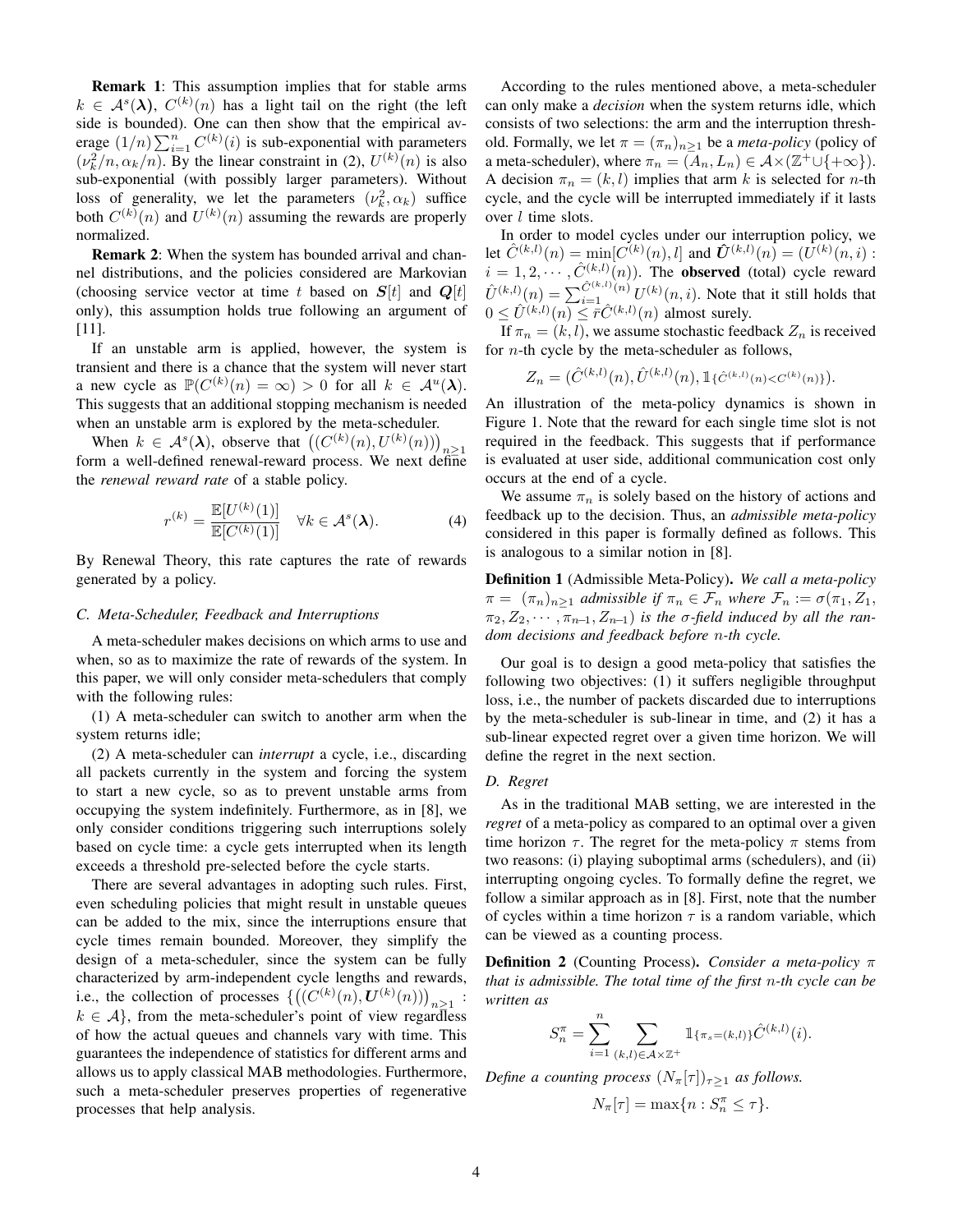**Remark 1**: This assumption implies that for stable arms $k \in \mathcal{A}^s(\boldsymbol{\lambda})$, $C^{(k)}(n)$ has a light tail on the right (the left side is bounded). One can then show that the empirical average $(1/n)\sum_{i=1}^{n} C^{(k)}(i)$ is sub-exponential with parameters $(\nu_k^2/n, \alpha_k/n)$. By the linear constraint in (2), $U^{(k)}(n)$ is also sub-exponential (with possibly larger parameters). Without loss of generality, we let the parameters $(\nu_k^2, \alpha_k)$ suffice both $C^{(k)}(n)$ and $U^{(k)}(n)$ assuming the rewards are properly normalized.

**Remark 2**: When the system has bounded arrival and channel distributions, and the policies considered are Markovian (choosing service vector at time $t$ based on $\boldsymbol{S}[t]$ and $\boldsymbol{Q}[t]$ only), this assumption holds true following an argument of [11].

If an unstable arm is applied, however, the system is transient and there is a chance that the system will never start a new cycle as $\mathbb{P}(C^{(k)}(n) = \infty) > 0$ for all $k \in \mathcal{A}^u(\boldsymbol{\lambda})$. This suggests that an additional stopping mechanism is needed when an unstable arm is explored by the meta-scheduler.

When $k \in \mathcal{A}^s(\boldsymbol{\lambda})$, observe that $\left((C^{(k)}(n), U^{(k)}(n))\right)_{n\geq 1}$ form a well-defined renewal-reward process. We next define the *renewal reward rate* of a stable policy.

$$r^{(k)} = \frac{\mathbb{E}[U^{(k)}(1)]}{\mathbb{E}[C^{(k)}(1)]} \quad \forall k \in \mathcal{A}^s(\boldsymbol{\lambda}). \tag{4}$$

By Renewal Theory, this rate captures the rate of rewards generated by a policy.

### C. Meta-Scheduler, Feedback and Interruptions

A meta-scheduler makes decisions on which arms to use and when, so as to maximize the rate of rewards of the system. In this paper, we will only consider meta-schedulers that comply with the following rules:

(1) A meta-scheduler can switch to another arm when the system returns idle;

(2) A meta-scheduler can *interrupt* a cycle, i.e., discarding all packets currently in the system and forcing the system to start a new cycle, so as to prevent unstable arms from occupying the system indefinitely. Furthermore, as in [8], we only consider conditions triggering such interruptions solely based on cycle time: a cycle gets interrupted when its length exceeds a threshold pre-selected before the cycle starts.

There are several advantages in adopting such rules. First, even scheduling policies that might result in unstable queues can be added to the mix, since the interruptions ensure that cycle times remain bounded. Moreover, they simplify the design of a meta-scheduler, since the system can be fully characterized by arm-independent cycle lengths and rewards, i.e., the collection of processes $\{\left((C^{(k)}(n), \boldsymbol{U}^{(k)}(n))\right)_{n\geq 1} : k \in \mathcal{A}\}$, from the meta-scheduler's point of view regardless of how the actual queues and channels vary with time. This guarantees the independence of statistics for different arms and allows us to apply classical MAB methodologies. Furthermore, such a meta-scheduler preserves properties of regenerative processes that help analysis.

According to the rules mentioned above, a meta-scheduler can only make a *decision* when the system returns idle, which consists of two selections: the arm and the interruption threshold. Formally, we let $\pi = (\pi_n)_{n\geq 1}$ be a *meta-policy* (policy of a meta-scheduler), where $\pi_n = (A_n, L_n) \in \mathcal{A} \times (\mathbb{Z}^+ \cup \{+\infty\})$. A decision $\pi_n = (k, l)$ implies that arm $k$ is selected for $n$-th cycle, and the cycle will be interrupted immediately if it lasts over $l$ time slots.

In order to model cycles under our interruption policy, we let $\hat{C}^{(k,l)}(n) = \min[C^{(k)}(n), l]$ and $\hat{\boldsymbol{U}}^{(k,l)}(n) = (U^{(k)}(n, i) : i = 1, 2, \cdots, \hat{C}^{(k,l)}(n))$. The **observed** (total) cycle reward $\hat{U}^{(k,l)}(n) = \sum_{i=1}^{\hat{C}^{(k,l)}(n)} U^{(k)}(n, i)$. Note that it still holds that $0 \leq \hat{U}^{(k,l)}(n) \leq \bar{r}\hat{C}^{(k,l)}(n)$ almost surely.

If $\pi_n = (k, l)$, we assume stochastic feedback $Z_n$ is received for $n$-th cycle by the meta-scheduler as follows,

$$Z_n = (\hat{C}^{(k,l)}(n), \hat{U}^{(k,l)}(n), \mathbb{1}_{\{\hat{C}^{(k,l)}(n) < C^{(k)}(n)\}}).$$

An illustration of the meta-policy dynamics is shown in Figure 1. Note that the reward for each single time slot is not required in the feedback. This suggests that if performance is evaluated at user side, additional communication cost only occurs at the end of a cycle.

We assume $\pi_n$ is solely based on the history of actions and feedback up to the decision. Thus, an *admissible meta-policy* considered in this paper is formally defined as follows. This is analogous to a similar notion in [8].

**Definition 1** (Admissible Meta-Policy). *We call a meta-policy $\pi = (\pi_n)_{n\geq 1}$ admissible if $\pi_n \in \mathcal{F}_n$ where $\mathcal{F}_n := \sigma(\pi_1, Z_1, \pi_2, Z_2, \cdots, \pi_{n-1}, Z_{n-1})$ is the $\sigma$-field induced by all the random decisions and feedback before $n$-th cycle.*

Our goal is to design a good meta-policy that satisfies the following two objectives: (1) it suffers negligible throughput loss, i.e., the number of packets discarded due to interruptions by the meta-scheduler is sub-linear in time, and (2) it has a sub-linear expected regret over a given time horizon. We will define the regret in the next section.

### D. Regret

As in the traditional MAB setting, we are interested in the *regret* of a meta-policy as compared to an optimal over a given time horizon $\tau$. The regret for the meta-policy $\pi$ stems from two reasons: (i) playing suboptimal arms (schedulers), and (ii) interrupting ongoing cycles. To formally define the regret, we follow a similar approach as in [8]. First, note that the number of cycles within a time horizon $\tau$ is a random variable, which can be viewed as a counting process.

**Definition 2** (Counting Process). *Consider a meta-policy $\pi$ that is admissible. The total time of the first $n$-th cycle can be written as*

$$S_n^\pi = \sum_{i=1}^{n} \sum_{(k,l)\in\mathcal{A}\times\mathbb{Z}^+} \mathbb{1}_{\{\pi_s = (k,l)\}} \hat{C}^{(k,l)}(i).$$

*Define a counting process $(N_\pi[\tau])_{\tau\geq 1}$ as follows.*

$$N_\pi[\tau] = \max\{n : S_n^\pi \leq \tau\}.$$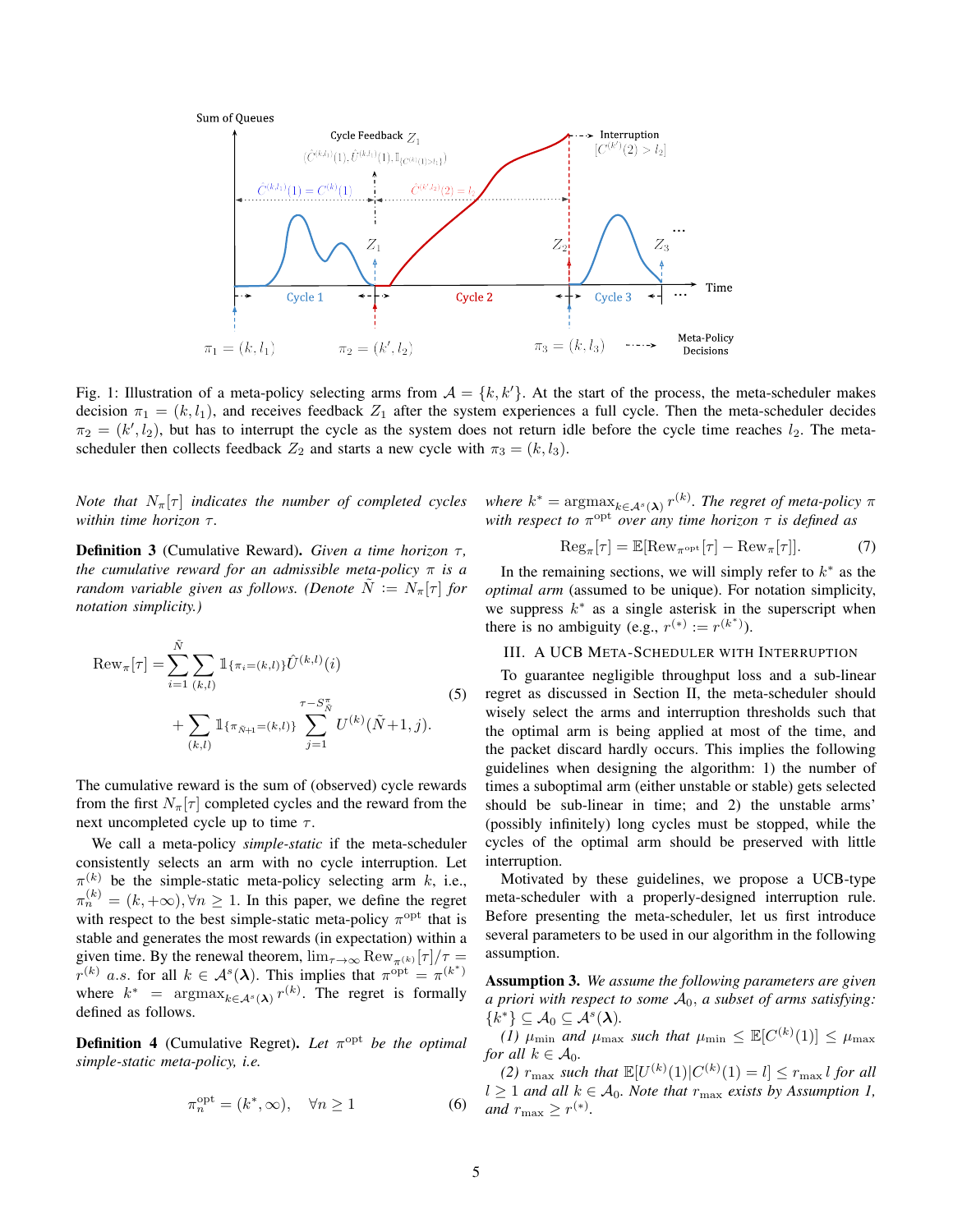Fig. 1: Illustration of a meta-policy selecting arms from $\mathcal{A} = \{k, k'\}$. At the start of the process, the meta-scheduler makes decision $\pi_1 = (k, l_1)$, and receives feedback $Z_1$ after the system experiences a full cycle. Then the meta-scheduler decides $\pi_2 = (k', l_2)$, but has to interrupt the cycle as the system does not return idle before the cycle time reaches $l_2$. The meta-scheduler then collects feedback $Z_2$ and starts a new cycle with $\pi_3 = (k, l_3)$.

*Note that $N_\pi[\tau]$ indicates the number of completed cycles within time horizon $\tau$.*

**Definition 3** (Cumulative Reward)**.** *Given a time horizon $\tau$, the cumulative reward for an admissible meta-policy $\pi$ is a random variable given as follows. (Denote $\tilde{N} := N_\pi[\tau]$ for notation simplicity.)*

$$\begin{aligned}\mathrm{Rew}_\pi[\tau] =& \sum_{i=1}^{\tilde{N}} \sum_{(k,l)} \mathbb{1}_{\{\pi_i=(k,l)\}} \hat{U}^{(k,l)}(i) \\ &+ \sum_{(k,l)} \mathbb{1}_{\{\pi_{\tilde{N}+1}=(k,l)\}} \sum_{j=1}^{\tau - S^\pi_{\tilde{N}}} U^{(k)}(\tilde{N}+1, j).\end{aligned} \tag{5}$$

The cumulative reward is the sum of (observed) cycle rewards from the first $N_\pi[\tau]$ completed cycles and the reward from the next uncompleted cycle up to time $\tau$.

We call a meta-policy *simple-static* if the meta-scheduler consistently selects an arm with no cycle interruption. Let $\pi^{(k)}$ be the simple-static meta-policy selecting arm $k$, i.e., $\pi^{(k)}_n = (k, +\infty), \forall n \geq 1$. In this paper, we define the regret with respect to the best simple-static meta-policy $\pi^{\mathrm{opt}}$ that is stable and generates the most rewards (in expectation) within a given time. By the renewal theorem, $\lim_{\tau\to\infty} \mathrm{Rew}_{\pi^{(k)}}[\tau]/\tau = r^{(k)}$ *a.s.* for all $k \in \mathcal{A}^s(\boldsymbol{\lambda})$. This implies that $\pi^{\mathrm{opt}} = \pi^{(k^*)}$ where $k^* = \mathrm{argmax}_{k\in\mathcal{A}^s(\boldsymbol{\lambda})} r^{(k)}$. The regret is formally defined as follows.

**Definition 4** (Cumulative Regret)**.** *Let $\pi^{\mathrm{opt}}$ be the optimal simple-static meta-policy, i.e.*

$$\pi^{\mathrm{opt}}_n = (k^*, \infty), \quad \forall n \geq 1 \tag{6}$$

*where $k^* = \mathrm{argmax}_{k\in\mathcal{A}^s(\boldsymbol{\lambda})} r^{(k)}$. The regret of meta-policy $\pi$ with respect to $\pi^{\mathrm{opt}}$ over any time horizon $\tau$ is defined as*

$$\mathrm{Reg}_\pi[\tau] = \mathbb{E}[\mathrm{Rew}_{\pi^{\mathrm{opt}}}[\tau] - \mathrm{Rew}_\pi[\tau]]. \tag{7}$$

In the remaining sections, we will simply refer to $k^*$ as the *optimal arm* (assumed to be unique). For notation simplicity, we suppress $k^*$ as a single asterisk in the superscript when there is no ambiguity (e.g., $r^{(*)} := r^{(k^*)}$).

## III. A UCB Meta-Scheduler with Interruption

To guarantee negligible throughput loss and a sub-linear regret as discussed in Section II, the meta-scheduler should wisely select the arms and interruption thresholds such that the optimal arm is being applied at most of the time, and the packet discard hardly occurs. This implies the following guidelines when designing the algorithm: 1) the number of times a suboptimal arm (either unstable or stable) gets selected should be sub-linear in time; and 2) the unstable arms' (possibly infinitely) long cycles must be stopped, while the cycles of the optimal arm should be preserved with little interruption.

Motivated by these guidelines, we propose a UCB-type meta-scheduler with a properly-designed interruption rule. Before presenting the meta-scheduler, let us first introduce several parameters to be used in our algorithm in the following assumption.

**Assumption 3.** *We assume the following parameters are given a priori with respect to some $\mathcal{A}_0$, a subset of arms satisfying: $\{k^*\} \subseteq \mathcal{A}_0 \subseteq \mathcal{A}^s(\boldsymbol{\lambda})$.*

*(1) $\mu_{\min}$ and $\mu_{\max}$ such that $\mu_{\min} \leq \mathbb{E}[C^{(k)}(1)] \leq \mu_{\max}$ for all $k \in \mathcal{A}_0$.*

*(2) $r_{\max}$ such that $\mathbb{E}[U^{(k)}(1)|C^{(k)}(1) = l] \leq r_{\max}\, l$ for all $l \geq 1$ and all $k \in \mathcal{A}_0$. Note that $r_{\max}$ exists by Assumption 1, and $r_{\max} \geq r^{(*)}$.*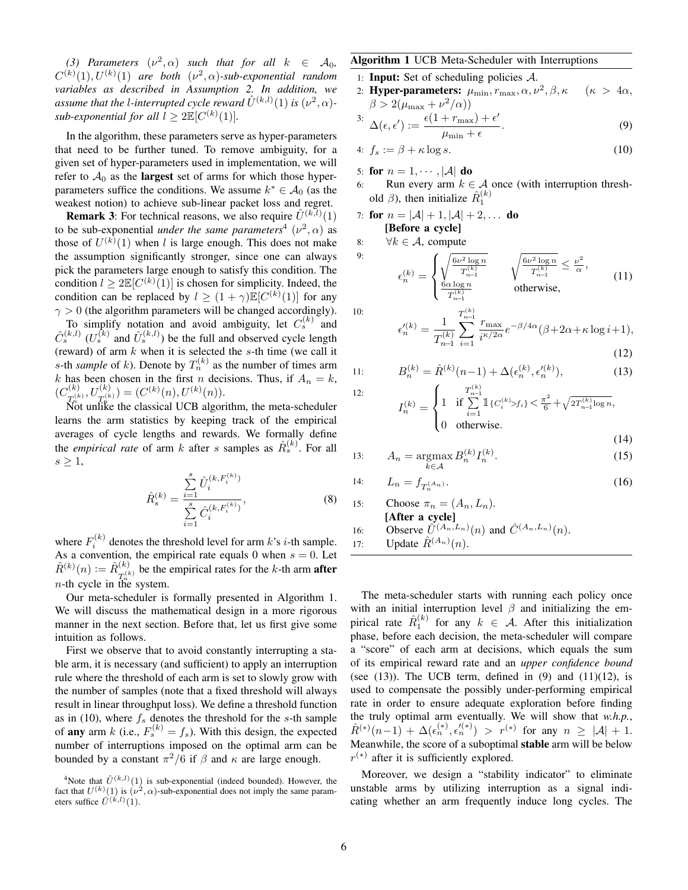*(3) Parameters $(\nu^2, \alpha)$ such that for all $k \in \mathcal{A}_0$, $C^{(k)}(1), U^{(k)}(1)$ are both $(\nu^2, \alpha)$-sub-exponential random variables as described in Assumption 2. In addition, we assume that the $l$-interrupted cycle reward $\hat{U}^{(k,l)}(1)$ is $(\nu^2, \alpha)$-sub-exponential for all $l \geq 2\mathbb{E}[C^{(k)}(1)]$.*

In the algorithm, these parameters serve as hyper-parameters that need to be further tuned. To remove ambiguity, for a given set of hyper-parameters used in implementation, we will refer to $\mathcal{A}_0$ as the **largest** set of arms for which those hyper-parameters suffice the conditions. We assume $k^* \in \mathcal{A}_0$ (as the weakest notion) to achieve sub-linear packet loss and regret.

**Remark 3**: For technical reasons, we also require $\hat{U}^{(k,l)}(1)$ to be sub-exponential *under the same parameters*[4] $(\nu^2, \alpha)$ as those of $U^{(k)}(1)$ when $l$ is large enough. This does not make the assumption significantly stronger, since one can always pick the parameters large enough to satisfy this condition. The condition $l \geq 2\mathbb{E}[C^{(k)}(1)]$ is chosen for simplicity. Indeed, the condition can be replaced by $l \geq (1+\gamma)\mathbb{E}[C^{(k)}(1)]$ for any $\gamma > 0$ (the algorithm parameters will be changed accordingly).

To simplify notation and avoid ambiguity, let $C_s^{(k)}$ and $\hat{C}_s^{(k,l)}$ ($U_s^{(k)}$ and $\hat{U}_s^{(k,l)}$) be the full and observed cycle length (reward) of arm $k$ when it is selected the $s$-th time (we call it $s$-th *sample* of $k$). Denote by $T_n^{(k)}$ as the number of times arm $k$ has been chosen in the first $n$ decisions. Thus, if $A_n = k$, $(C^{(k)}_{T_n^{(k)}}, U^{(k)}_{T_n^{(k)}}) = (C^{(k)}(n), U^{(k)}(n))$.

Not unlike the classical UCB algorithm, the meta-scheduler learns the arm statistics by keeping track of the empirical averages of cycle lengths and rewards. We formally define the *empirical rate* of arm $k$ after $s$ samples as $\hat{R}_s^{(k)}$. For all $s \geq 1$,

$$\hat{R}_s^{(k)} = \frac{\sum_{i=1}^{s} \hat{U}_i^{(k,F_i^{(k)})}}{\sum_{i=1}^{s} \hat{C}_i^{(k,F_i^{(k)})}}, \tag{8}$$

where $F_i^{(k)}$ denotes the threshold level for arm $k$'s $i$-th sample. As a convention, the empirical rate equals 0 when $s = 0$. Let $\hat{R}^{(k)}(n) := \hat{R}^{(k)}_{T_n^{(k)}}$ be the empirical rates for the $k$-th arm **after** $n$-th cycle in the system.

Our meta-scheduler is formally presented in Algorithm 1. We will discuss the mathematical design in a more rigorous manner in the next section. Before that, let us first give some intuition as follows.

First we observe that to avoid constantly interrupting a stable arm, it is necessary (and sufficient) to apply an interruption rule where the threshold of each arm is set to slowly grow with the number of samples (note that a fixed threshold will always result in linear throughput loss). We define a threshold function as in (10), where $f_s$ denotes the threshold for the $s$-th sample of **any** arm $k$ (i.e., $F_s^{(k)} = f_s$). With this design, the expected number of interruptions imposed on the optimal arm can be bounded by a constant $\pi^2/6$ if $\beta$ and $\kappa$ are large enough.

[4] Note that $\hat{U}^{(k,l)}(1)$ is sub-exponential (indeed bounded). However, the fact that $U^{(k)}(1)$ is $(\nu^2, \alpha)$-sub-exponential does not imply the same parameters suffice $\hat{U}^{(k,l)}(1)$.

---

**Algorithm 1** UCB Meta-Scheduler with Interruptions

1: **Input:** Set of scheduling policies $\mathcal{A}$.

2: **Hyper-parameters:** $\mu_{\min}, r_{\max}, \alpha, \nu^2, \beta, \kappa$ $\quad(\kappa > 4\alpha$, $\beta > 2(\mu_{\max} + \nu^2/\alpha))$

3: $$\Delta(\epsilon, \epsilon') := \frac{\epsilon(1 + r_{\max}) + \epsilon'}{\mu_{\min} + \epsilon}. \tag{9}$$

4: $$f_s := \beta + \kappa \log s. \tag{10}$$

5: **for** $n = 1, \cdots, |\mathcal{A}|$ **do**

6: $\quad$ Run every arm $k \in \mathcal{A}$ once (with interruption threshold $\beta$), then initialize $\hat{R}_1^{(k)}$

7: **for** $n = |\mathcal{A}|+1, |\mathcal{A}|+2, \ldots$ **do**

$\quad$ **[Before a cycle]**

8: $\quad \forall k \in \mathcal{A}$, compute

9: $$\epsilon_n^{(k)} = \begin{cases} \sqrt{\frac{6\nu^2 \log n}{T_{n-1}^{(k)}}} & \sqrt{\frac{6\nu^2 \log n}{T_{n-1}^{(k)}}} \leq \frac{\nu^2}{\alpha}, \\ \frac{6\alpha \log n}{T_{n-1}^{(k)}} & \text{otherwise,} \end{cases} \tag{11}$$

10: $$\epsilon_n'^{(k)} = \frac{1}{T_{n-1}^{(k)}} \sum_{i=1}^{T_{n-1}^{(k)}} \frac{r_{\max}}{i^{\kappa/2\alpha}} e^{-\beta/4\alpha}(\beta + 2\alpha + \kappa \log i + 1), \tag{12}$$

11: $$B_n^{(k)} = \hat{R}^{(k)}(n-1) + \Delta(\epsilon_n^{(k)}, \epsilon_n'^{(k)}), \tag{13}$$

12: $$I_n^{(k)} = \begin{cases} 1 & \text{if } \sum_{i=1}^{T_{n-1}^{(k)}} \mathbb{1}_{\{C_i^{(k)} > f_i\}} < \frac{\pi^2}{6} + \sqrt{2T_{n-1}^{(k)} \log n}, \\ 0 & \text{otherwise.} \end{cases} \tag{14}$$

13: $$A_n = \underset{k \in \mathcal{A}}{\operatorname{argmax}} \, B_n^{(k)} I_n^{(k)}. \tag{15}$$

14: $$L_n = f_{T^{(A_n)}}. \tag{16}$$

15: $\quad$ Choose $\pi_n = (A_n, L_n)$.

$\quad$ **[After a cycle]**

16: $\quad$ Observe $\hat{U}^{(A_n, L_n)}(n)$ and $\hat{C}^{(A_n, L_n)}(n)$.

17: $\quad$ Update $\hat{R}^{(A_n)}(n)$.

---

The meta-scheduler starts with running each policy once with an initial interruption level $\beta$ and initializing the empirical rate $\hat{R}_1^{(k)}$ for any $k \in \mathcal{A}$. After this initialization phase, before each decision, the meta-scheduler will compare a "score" of each arm at decisions, which equals the sum of its empirical reward rate and an *upper confidence bound* (see (13)). The UCB term, defined in (9) and (11)(12), is used to compensate the possibly under-performing empirical rate in order to ensure adequate exploration before finding the truly optimal arm eventually. We will show that *w.h.p.*, $\hat{R}^{(*)}(n-1) + \Delta(\epsilon_n^{(*)}, \epsilon_n'^{(*)}) > r^{(*)}$ for any $n \geq |\mathcal{A}| + 1$. Meanwhile, the score of a suboptimal **stable** arm will be below $r^{(*)}$ after it is sufficiently explored.

Moreover, we design a "stability indicator" to eliminate unstable arms by utilizing interruption as a signal indicating whether an arm frequently induce long cycles. The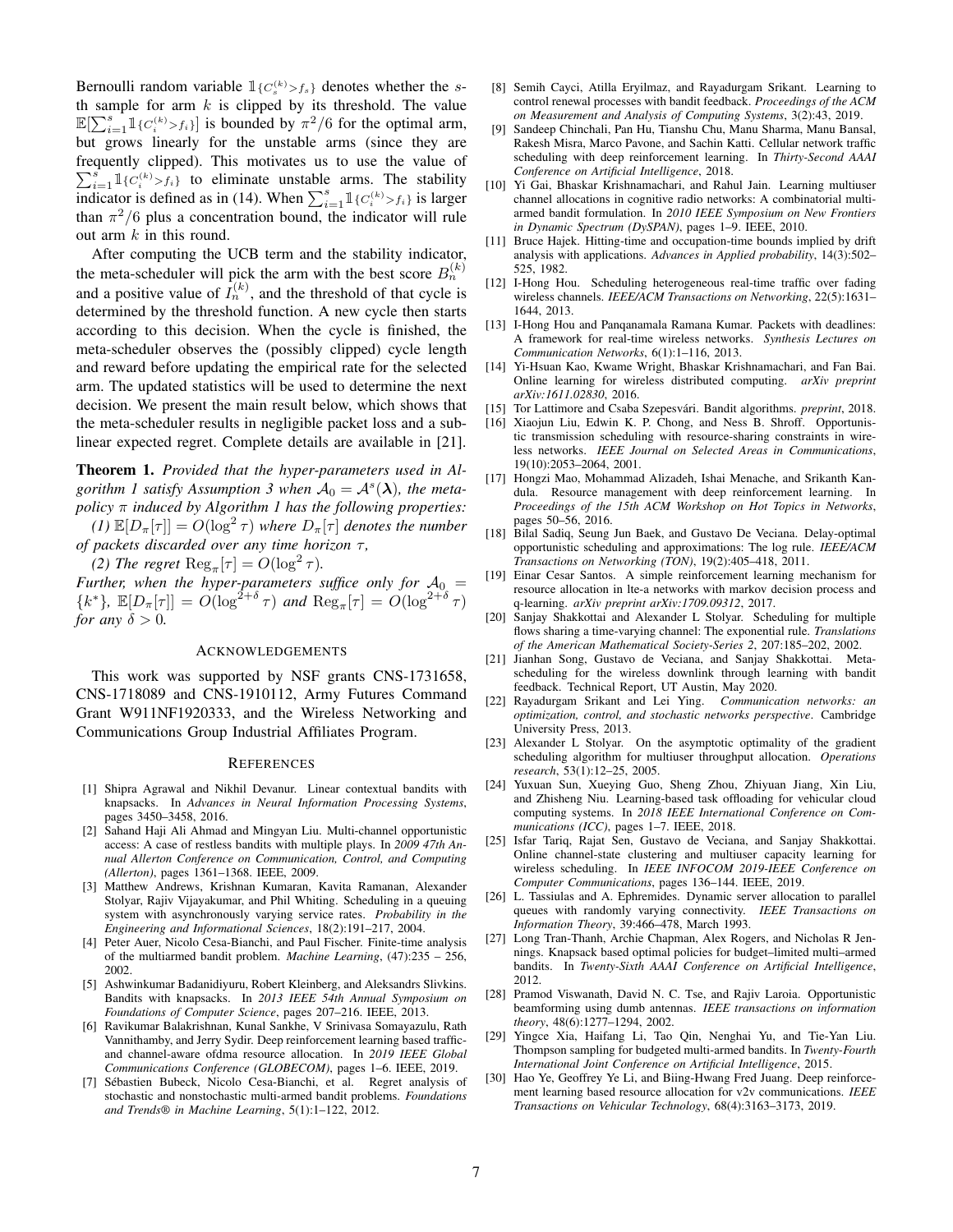Bernoulli random variable $\mathbb{1}_{\{C_s^{(k)} > f_s\}}$ denotes whether the $s$-th sample for arm $k$ is clipped by its threshold. The value $\mathbb{E}[\sum_{i=1}^{s} \mathbb{1}_{\{C_i^{(k)} > f_i\}}]$ is bounded by $\pi^2/6$ for the optimal arm, but grows linearly for the unstable arms (since they are frequently clipped). This motivates us to use the value of $\sum_{i=1}^{s} \mathbb{1}_{\{C_i^{(k)} > f_i\}}$ to eliminate unstable arms. The stability indicator is defined as in (14). When $\sum_{i=1}^{s} \mathbb{1}_{\{C_i^{(k)} > f_i\}}$ is larger than $\pi^2/6$ plus a concentration bound, the indicator will rule out arm $k$ in this round.

After computing the UCB term and the stability indicator, the meta-scheduler will pick the arm with the best score $B_n^{(k)}$ and a positive value of $I_n^{(k)}$, and the threshold of that cycle is determined by the threshold function. A new cycle then starts according to this decision. When the cycle is finished, the meta-scheduler observes the (possibly clipped) cycle length and reward before updating the empirical rate for the selected arm. The updated statistics will be used to determine the next decision. We present the main result below, which shows that the meta-scheduler results in negligible packet loss and a sublinear expected regret. Complete details are available in [21].

**Theorem 1.** *Provided that the hyper-parameters used in Algorithm 1 satisfy Assumption 3 when $\mathcal{A}_0 = \mathcal{A}^s(\boldsymbol{\lambda})$, the meta-policy $\pi$ induced by Algorithm 1 has the following properties:*

*(1) $\mathbb{E}[D_\pi[\tau]] = O(\log^2 \tau)$ where $D_\pi[\tau]$ denotes the number of packets discarded over any time horizon $\tau$,*

*(2) The regret $\mathrm{Reg}_\pi[\tau] = O(\log^2 \tau)$.*

*Further, when the hyper-parameters suffice only for $\mathcal{A}_0 = \{k^*\}$, $\mathbb{E}[D_\pi[\tau]] = O(\log^{2+\delta} \tau)$ and $\mathrm{Reg}_\pi[\tau] = O(\log^{2+\delta} \tau)$ for any $\delta > 0$.*

## Acknowledgements

This work was supported by NSF grants CNS-1731658, CNS-1718089 and CNS-1910112, Army Futures Command Grant W911NF1920333, and the Wireless Networking and Communications Group Industrial Affiliates Program.

## References

[1] Shipra Agrawal and Nikhil Devanur. Linear contextual bandits with knapsacks. In *Advances in Neural Information Processing Systems*, pages 3450–3458, 2016.

[2] Sahand Haji Ali Ahmad and Mingyan Liu. Multi-channel opportunistic access: A case of restless bandits with multiple plays. In *2009 47th Annual Allerton Conference on Communication, Control, and Computing (Allerton)*, pages 1361–1368. IEEE, 2009.

[3] Matthew Andrews, Krishnan Kumaran, Kavita Ramanan, Alexander Stolyar, Rajiv Vijayakumar, and Phil Whiting. Scheduling in a queuing system with asynchronously varying service rates. *Probability in the Engineering and Informational Sciences*, 18(2):191–217, 2004.

[4] Peter Auer, Nicolo Cesa-Bianchi, and Paul Fischer. Finite-time analysis of the multiarmed bandit problem. *Machine Learning*, (47):235 – 256, 2002.

[5] Ashwinkumar Badanidiyuru, Robert Kleinberg, and Aleksandrs Slivkins. Bandits with knapsacks. In *2013 IEEE 54th Annual Symposium on Foundations of Computer Science*, pages 207–216. IEEE, 2013.

[6] Ravikumar Balakrishnan, Kunal Sankhe, V Srinivasa Somayazulu, Rath Vannithamby, and Jerry Sydir. Deep reinforcement learning based traffic- and channel-aware ofdma resource allocation. In *2019 IEEE Global Communications Conference (GLOBECOM)*, pages 1–6. IEEE, 2019.

[7] Sébastien Bubeck, Nicolo Cesa-Bianchi, et al. Regret analysis of stochastic and nonstochastic multi-armed bandit problems. *Foundations and Trends® in Machine Learning*, 5(1):1–122, 2012.

[8] Semih Cayci, Atilla Eryilmaz, and Rayadurgam Srikant. Learning to control renewal processes with bandit feedback. *Proceedings of the ACM on Measurement and Analysis of Computing Systems*, 3(2):43, 2019.

[9] Sandeep Chinchali, Pan Hu, Tianshu Chu, Manu Sharma, Manu Bansal, Rakesh Misra, Marco Pavone, and Sachin Katti. Cellular network traffic scheduling with deep reinforcement learning. In *Thirty-Second AAAI Conference on Artificial Intelligence*, 2018.

[10] Yi Gai, Bhaskar Krishnamachari, and Rahul Jain. Learning multiuser channel allocations in cognitive radio networks: A combinatorial multi-armed bandit formulation. In *2010 IEEE Symposium on New Frontiers in Dynamic Spectrum (DySPAN)*, pages 1–9. IEEE, 2010.

[11] Bruce Hajek. Hitting-time and occupation-time bounds implied by drift analysis with applications. *Advances in Applied probability*, 14(3):502–525, 1982.

[12] I-Hong Hou. Scheduling heterogeneous real-time traffic over fading wireless channels. *IEEE/ACM Transactions on Networking*, 22(5):1631–1644, 2013.

[13] I-Hong Hou and Panqanamala Ramana Kumar. Packets with deadlines: A framework for real-time wireless networks. *Synthesis Lectures on Communication Networks*, 6(1):1–116, 2013.

[14] Yi-Hsuan Kao, Kwame Wright, Bhaskar Krishnamachari, and Fan Bai. Online learning for wireless distributed computing. *arXiv preprint arXiv:1611.02830*, 2016.

[15] Tor Lattimore and Csaba Szepesvári. Bandit algorithms. *preprint*, 2018.

[16] Xiaojun Liu, Edwin K. P. Chong, and Ness B. Shroff. Opportunistic transmission scheduling with resource-sharing constraints in wireless networks. *IEEE Journal on Selected Areas in Communications*, 19(10):2053–2064, 2001.

[17] Hongzi Mao, Mohammad Alizadeh, Ishai Menache, and Srikanth Kandula. Resource management with deep reinforcement learning. In *Proceedings of the 15th ACM Workshop on Hot Topics in Networks*, pages 50–56, 2016.

[18] Bilal Sadiq, Seung Jun Baek, and Gustavo De Veciana. Delay-optimal opportunistic scheduling and approximations: The log rule. *IEEE/ACM Transactions on Networking (TON)*, 19(2):405–418, 2011.

[19] Einar Cesar Santos. A simple reinforcement learning mechanism for resource allocation in lte-a networks with markov decision process and q-learning. *arXiv preprint arXiv:1709.09312*, 2017.

[20] Sanjay Shakkottai and Alexander L Stolyar. Scheduling for multiple flows sharing a time-varying channel: The exponential rule. *Translations of the American Mathematical Society-Series 2*, 207:185–202, 2002.

[21] Jianhan Song, Gustavo de Veciana, and Sanjay Shakkottai. Meta-scheduling for the wireless downlink through learning with bandit feedback. Technical Report, UT Austin, May 2020.

[22] Rayadurgam Srikant and Lei Ying. *Communication networks: an optimization, control, and stochastic networks perspective*. Cambridge University Press, 2013.

[23] Alexander L Stolyar. On the asymptotic optimality of the gradient scheduling algorithm for multiuser throughput allocation. *Operations research*, 53(1):12–25, 2005.

[24] Yuxuan Sun, Xueying Guo, Sheng Zhou, Zhiyuan Jiang, Xin Liu, and Zhisheng Niu. Learning-based task offloading for vehicular cloud computing systems. In *2018 IEEE International Conference on Communications (ICC)*, pages 1–7. IEEE, 2018.

[25] Isfar Tariq, Rajat Sen, Gustavo de Veciana, and Sanjay Shakkottai. Online channel-state clustering and multiuser capacity learning for wireless scheduling. In *IEEE INFOCOM 2019-IEEE Conference on Computer Communications*, pages 136–144. IEEE, 2019.

[26] L. Tassiulas and A. Ephremides. Dynamic server allocation to parallel queues with randomly varying connectivity. *IEEE Transactions on Information Theory*, 39:466–478, March 1993.

[27] Long Tran-Thanh, Archie Chapman, Alex Rogers, and Nicholas R Jennings. Knapsack based optimal policies for budget–limited multi–armed bandits. In *Twenty-Sixth AAAI Conference on Artificial Intelligence*, 2012.

[28] Pramod Viswanath, David N. C. Tse, and Rajiv Laroia. Opportunistic beamforming using dumb antennas. *IEEE transactions on information theory*, 48(6):1277–1294, 2002.

[29] Yingce Xia, Haifang Li, Tao Qin, Nenghai Yu, and Tie-Yan Liu. Thompson sampling for budgeted multi-armed bandits. In *Twenty-Fourth International Joint Conference on Artificial Intelligence*, 2015.

[30] Hao Ye, Geoffrey Ye Li, and Biing-Hwang Fred Juang. Deep reinforcement learning based resource allocation for v2v communications. *IEEE Transactions on Vehicular Technology*, 68(4):3163–3173, 2019.